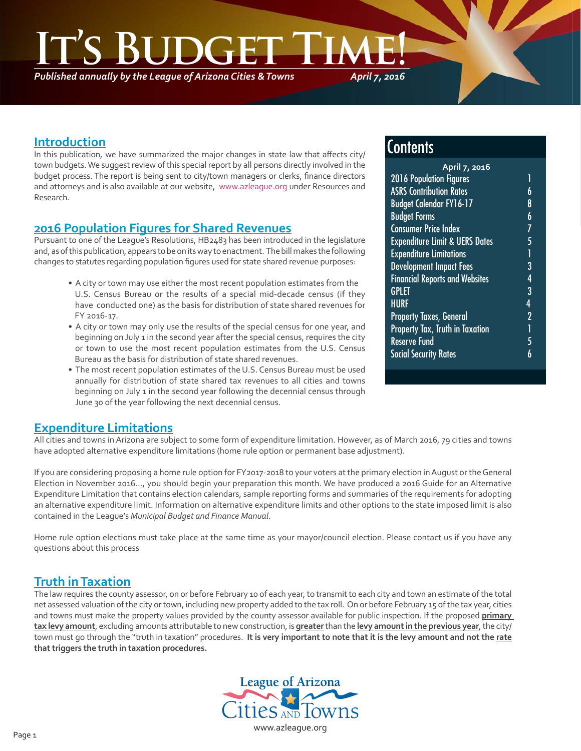# It's Budget Time!

*Published annually by the League of Arizona Cities & Towns* *April 7, 2016*

## Contents

**April 7, 2016**

| | |
|---|---|
| 2016 Population Figures | 1 |
| ASRS Contribution Rates | 6 |
| Budget Calendar FY16-17 | 8 |
| Budget Forms | 6 |
| Consumer Price Index | 7 |
| Expenditure Limit & UERS Dates | 5 |
| Expenditure Limitations | 1 |
| Development Impact Fees | 3 |
| Financial Reports and Websites | 4 |
| GPLET | 3 |
| HURF | 4 |
| Property Taxes, General | 2 |
| Property Tax, Truth in Taxation | 1 |
| Reserve Fund | 5 |
| Social Security Rates | 6 |

## Introduction

In this publication, we have summarized the major changes in state law that affects city/town budgets. We suggest review of this special report by all persons directly involved in the budget process. The report is being sent to city/town managers or clerks, finance directors and attorneys and is also available at our website, www.azleague.org under Resources and Research.

## 2016 Population Figures for Shared Revenues

Pursuant to one of the League's Resolutions, HB2483 has been introduced in the legislature and, as of this publication, appears to be on its way to enactment. The bill makes the following changes to statutes regarding population figures used for state shared revenue purposes:

- A city or town may use either the most recent population estimates from the U.S. Census Bureau or the results of a special mid-decade census (if they have conducted one) as the basis for distribution of state shared revenues for FY 2016-17.
- A city or town may only use the results of the special census for one year, and beginning on July 1 in the second year after the special census, requires the city or town to use the most recent population estimates from the U.S. Census Bureau as the basis for distribution of state shared revenues.
- The most recent population estimates of the U.S. Census Bureau must be used annually for distribution of state shared tax revenues to all cities and towns beginning on July 1 in the second year following the decennial census through June 30 of the year following the next decennial census.

## Expenditure Limitations

All cities and towns in Arizona are subject to some form of expenditure limitation. However, as of March 2016, 79 cities and towns have adopted alternative expenditure limitations (home rule option or permanent base adjustment).

If you are considering proposing a home rule option for FY2017-2018 to your voters at the primary election in August or the General Election in November 2016..., you should begin your preparation this month. We have produced a 2016 Guide for an Alternative Expenditure Limitation that contains election calendars, sample reporting forms and summaries of the requirements for adopting an alternative expenditure limit. Information on alternative expenditure limits and other options to the state imposed limit is also contained in the League's *Municipal Budget and Finance Manual*.

Home rule option elections must take place at the same time as your mayor/council election. Please contact us if you have any questions about this process

## Truth in Taxation

The law requires the county assessor, on or before February 10 of each year, to transmit to each city and town an estimate of the total net assessed valuation of the city or town, including new property added to the tax roll. On or before February 15 of the tax year, cities and towns must make the property values provided by the county assessor available for public inspection. If the proposed **primary tax levy amount**, excluding amounts attributable to new construction, is **greater** than the **levy amount in the previous year**, the city/town must go through the "truth in taxation" procedures. **It is very important to note that it is the levy amount and not the rate that triggers the truth in taxation procedures.**

League of Arizona Cities and Towns
www.azleague.org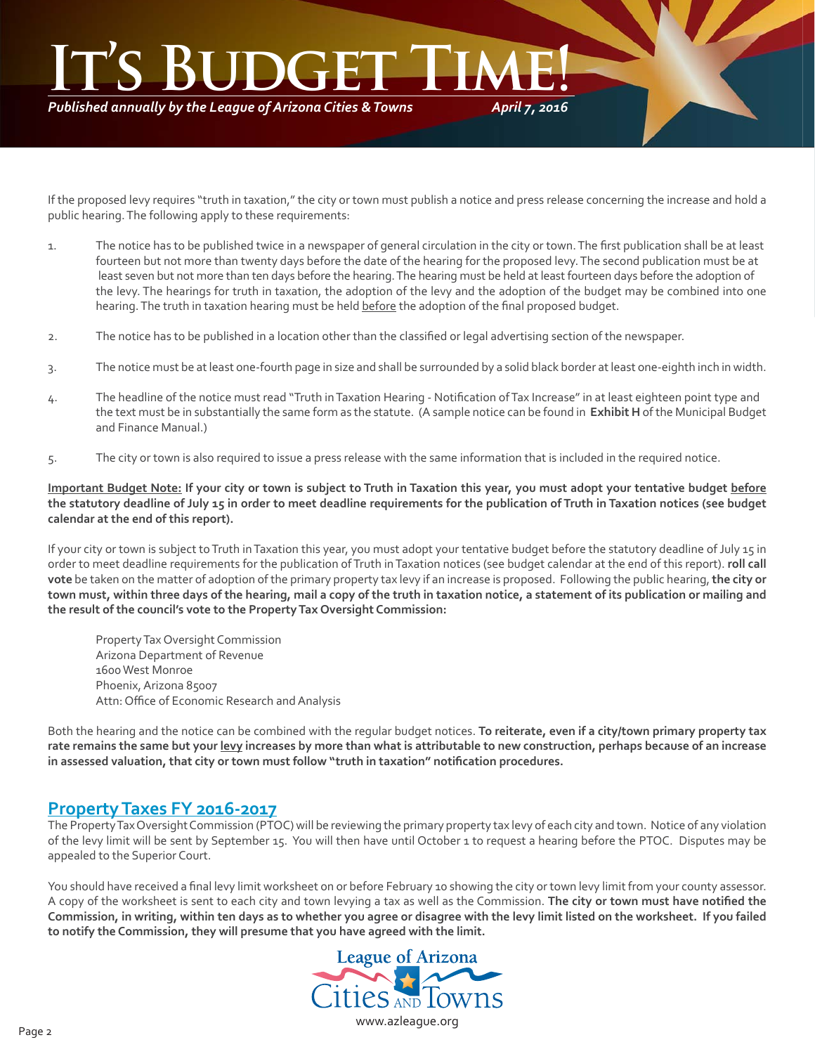If the proposed levy requires "truth in taxation," the city or town must publish a notice and press release concerning the increase and hold a public hearing. The following apply to these requirements:

1. The notice has to be published twice in a newspaper of general circulation in the city or town. The first publication shall be at least fourteen but not more than twenty days before the date of the hearing for the proposed levy. The second publication must be at least seven but not more than ten days before the hearing. The hearing must be held at least fourteen days before the adoption of the levy. The hearings for truth in taxation, the adoption of the levy and the adoption of the budget may be combined into one hearing. The truth in taxation hearing must be held before the adoption of the final proposed budget.

2. The notice has to be published in a location other than the classified or legal advertising section of the newspaper.

3. The notice must be at least one-fourth page in size and shall be surrounded by a solid black border at least one-eighth inch in width.

4. The headline of the notice must read "Truth in Taxation Hearing - Notification of Tax Increase" in at least eighteen point type and the text must be in substantially the same form as the statute. (A sample notice can be found in **Exhibit H** of the Municipal Budget and Finance Manual.)

5. The city or town is also required to issue a press release with the same information that is included in the required notice.

**Important Budget Note: If your city or town is subject to Truth in Taxation this year, you must adopt your tentative budget before the statutory deadline of July 15 in order to meet deadline requirements for the publication of Truth in Taxation notices (see budget calendar at the end of this report).**

If your city or town is subject to Truth in Taxation this year, you must adopt your tentative budget before the statutory deadline of July 15 in order to meet deadline requirements for the publication of Truth in Taxation notices (see budget calendar at the end of this report). **roll call vote** be taken on the matter of adoption of the primary property tax levy if an increase is proposed. Following the public hearing, **the city or town must, within three days of the hearing, mail a copy of the truth in taxation notice, a statement of its publication or mailing and the result of the council's vote to the Property Tax Oversight Commission:**

Property Tax Oversight Commission
Arizona Department of Revenue
1600 West Monroe
Phoenix, Arizona 85007
Attn: Office of Economic Research and Analysis

Both the hearing and the notice can be combined with the regular budget notices. **To reiterate, even if a city/town primary property tax rate remains the same but your levy increases by more than what is attributable to new construction, perhaps because of an increase in assessed valuation, that city or town must follow "truth in taxation" notification procedures.**

## Property Taxes FY 2016-2017

The Property Tax Oversight Commission (PTOC) will be reviewing the primary property tax levy of each city and town. Notice of any violation of the levy limit will be sent by September 15. You will then have until October 1 to request a hearing before the PTOC. Disputes may be appealed to the Superior Court.

You should have received a final levy limit worksheet on or before February 10 showing the city or town levy limit from your county assessor. A copy of the worksheet is sent to each city and town levying a tax as well as the Commission. **The city or town must have notified the Commission, in writing, within ten days as to whether you agree or disagree with the levy limit listed on the worksheet. If you failed to notify the Commission, they will presume that you have agreed with the limit.**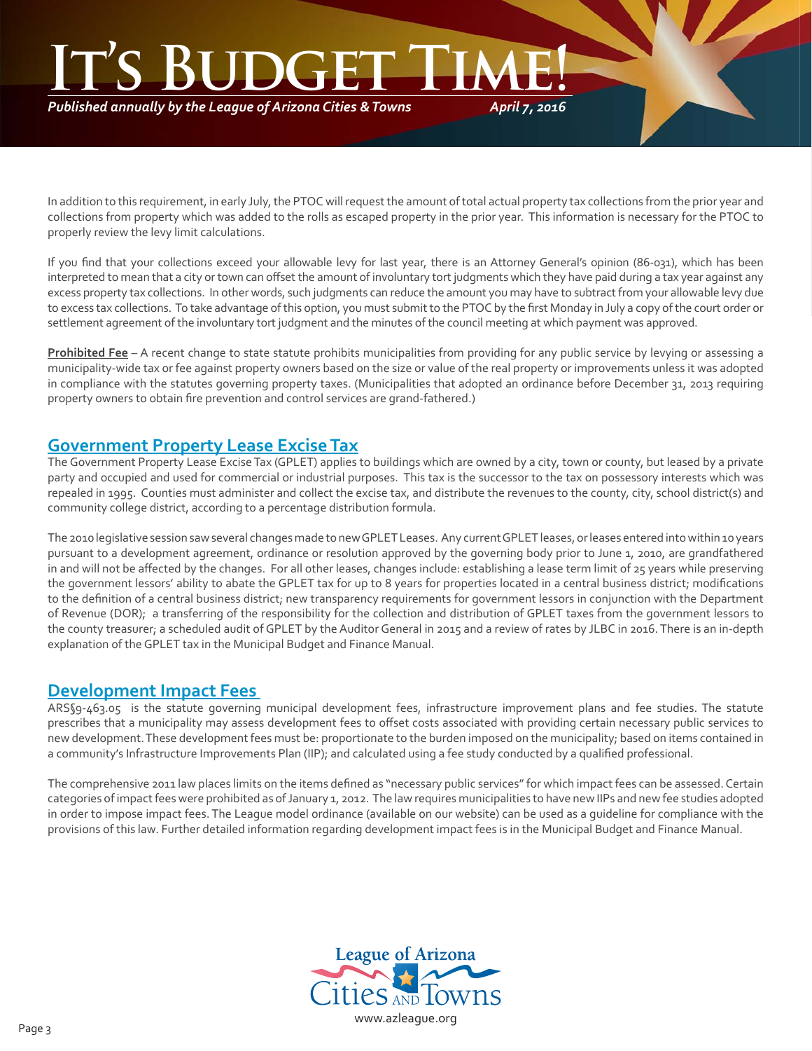In addition to this requirement, in early July, the PTOC will request the amount of total actual property tax collections from the prior year and collections from property which was added to the rolls as escaped property in the prior year. This information is necessary for the PTOC to properly review the levy limit calculations.

If you find that your collections exceed your allowable levy for last year, there is an Attorney General's opinion (86-031), which has been interpreted to mean that a city or town can offset the amount of involuntary tort judgments which they have paid during a tax year against any excess property tax collections. In other words, such judgments can reduce the amount you may have to subtract from your allowable levy due to excess tax collections. To take advantage of this option, you must submit to the PTOC by the first Monday in July a copy of the court order or settlement agreement of the involuntary tort judgment and the minutes of the council meeting at which payment was approved.

**Prohibited Fee** – A recent change to state statute prohibits municipalities from providing for any public service by levying or assessing a municipality-wide tax or fee against property owners based on the size or value of the real property or improvements unless it was adopted in compliance with the statutes governing property taxes. (Municipalities that adopted an ordinance before December 31, 2013 requiring property owners to obtain fire prevention and control services are grand-fathered.)

## Government Property Lease Excise Tax

The Government Property Lease Excise Tax (GPLET) applies to buildings which are owned by a city, town or county, but leased by a private party and occupied and used for commercial or industrial purposes. This tax is the successor to the tax on possessory interests which was repealed in 1995. Counties must administer and collect the excise tax, and distribute the revenues to the county, city, school district(s) and community college district, according to a percentage distribution formula.

The 2010 legislative session saw several changes made to new GPLET Leases. Any current GPLET leases, or leases entered into within 10 years pursuant to a development agreement, ordinance or resolution approved by the governing body prior to June 1, 2010, are grandfathered in and will not be affected by the changes. For all other leases, changes include: establishing a lease term limit of 25 years while preserving the government lessors' ability to abate the GPLET tax for up to 8 years for properties located in a central business district; modifications to the definition of a central business district; new transparency requirements for government lessors in conjunction with the Department of Revenue (DOR); a transferring of the responsibility for the collection and distribution of GPLET taxes from the government lessors to the county treasurer; a scheduled audit of GPLET by the Auditor General in 2015 and a review of rates by JLBC in 2016. There is an in-depth explanation of the GPLET tax in the Municipal Budget and Finance Manual.

## Development Impact Fees

ARS§9-463.05 is the statute governing municipal development fees, infrastructure improvement plans and fee studies. The statute prescribes that a municipality may assess development fees to offset costs associated with providing certain necessary public services to new development. These development fees must be: proportionate to the burden imposed on the municipality; based on items contained in a community's Infrastructure Improvements Plan (IIP); and calculated using a fee study conducted by a qualified professional.

The comprehensive 2011 law places limits on the items defined as "necessary public services" for which impact fees can be assessed. Certain categories of impact fees were prohibited as of January 1, 2012. The law requires municipalities to have new IIPs and new fee studies adopted in order to impose impact fees. The League model ordinance (available on our website) can be used as a guideline for compliance with the provisions of this law. Further detailed information regarding development impact fees is in the Municipal Budget and Finance Manual.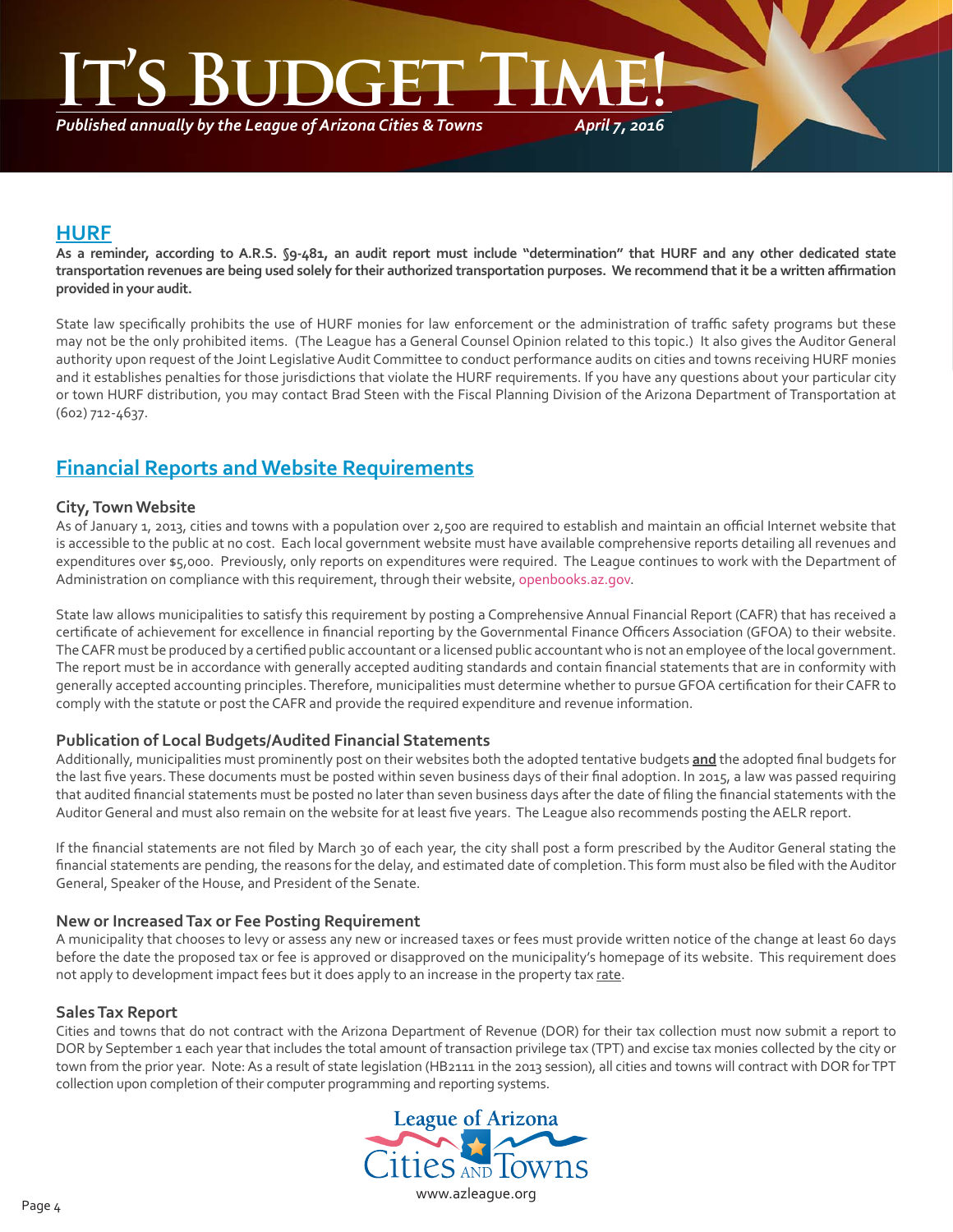# HURF

**As a reminder, according to A.R.S. §9-481, an audit report must include "determination" that HURF and any other dedicated state transportation revenues are being used solely for their authorized transportation purposes. We recommend that it be a written affirmation provided in your audit.**

State law specifically prohibits the use of HURF monies for law enforcement or the administration of traffic safety programs but these may not be the only prohibited items. (The League has a General Counsel Opinion related to this topic.) It also gives the Auditor General authority upon request of the Joint Legislative Audit Committee to conduct performance audits on cities and towns receiving HURF monies and it establishes penalties for those jurisdictions that violate the HURF requirements. If you have any questions about your particular city or town HURF distribution, you may contact Brad Steen with the Fiscal Planning Division of the Arizona Department of Transportation at (602) 712-4637.

# Financial Reports and Website Requirements

### City, Town Website

As of January 1, 2013, cities and towns with a population over 2,500 are required to establish and maintain an official Internet website that is accessible to the public at no cost. Each local government website must have available comprehensive reports detailing all revenues and expenditures over $5,000. Previously, only reports on expenditures were required. The League continues to work with the Department of Administration on compliance with this requirement, through their website, openbooks.az.gov.

State law allows municipalities to satisfy this requirement by posting a Comprehensive Annual Financial Report (CAFR) that has received a certificate of achievement for excellence in financial reporting by the Governmental Finance Officers Association (GFOA) to their website. The CAFR must be produced by a certified public accountant or a licensed public accountant who is not an employee of the local government. The report must be in accordance with generally accepted auditing standards and contain financial statements that are in conformity with generally accepted accounting principles. Therefore, municipalities must determine whether to pursue GFOA certification for their CAFR to comply with the statute or post the CAFR and provide the required expenditure and revenue information.

### Publication of Local Budgets/Audited Financial Statements

Additionally, municipalities must prominently post on their websites both the adopted tentative budgets **and** the adopted final budgets for the last five years. These documents must be posted within seven business days of their final adoption. In 2015, a law was passed requiring that audited financial statements must be posted no later than seven business days after the date of filing the financial statements with the Auditor General and must also remain on the website for at least five years. The League also recommends posting the AELR report.

If the financial statements are not filed by March 30 of each year, the city shall post a form prescribed by the Auditor General stating the financial statements are pending, the reasons for the delay, and estimated date of completion. This form must also be filed with the Auditor General, Speaker of the House, and President of the Senate.

### New or Increased Tax or Fee Posting Requirement

A municipality that chooses to levy or assess any new or increased taxes or fees must provide written notice of the change at least 60 days before the date the proposed tax or fee is approved or disapproved on the municipality's homepage of its website. This requirement does not apply to development impact fees but it does apply to an increase in the property tax rate.

### Sales Tax Report

Cities and towns that do not contract with the Arizona Department of Revenue (DOR) for their tax collection must now submit a report to DOR by September 1 each year that includes the total amount of transaction privilege tax (TPT) and excise tax monies collected by the city or town from the prior year. Note: As a result of state legislation (HB2111 in the 2013 session), all cities and towns will contract with DOR for TPT collection upon completion of their computer programming and reporting systems.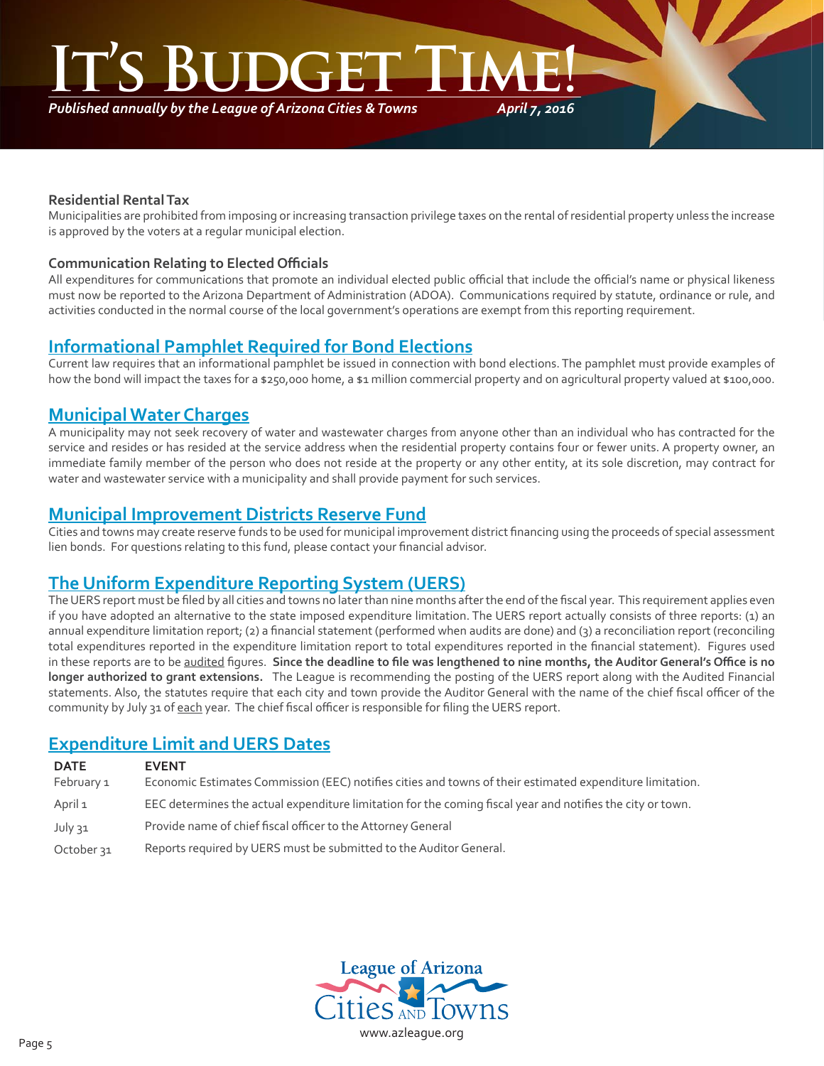### Residential Rental Tax

Municipalities are prohibited from imposing or increasing transaction privilege taxes on the rental of residential property unless the increase is approved by the voters at a regular municipal election.

### Communication Relating to Elected Officials

All expenditures for communications that promote an individual elected public official that include the official's name or physical likeness must now be reported to the Arizona Department of Administration (ADOA). Communications required by statute, ordinance or rule, and activities conducted in the normal course of the local government's operations are exempt from this reporting requirement.

## Informational Pamphlet Required for Bond Elections

Current law requires that an informational pamphlet be issued in connection with bond elections. The pamphlet must provide examples of how the bond will impact the taxes for a $250,000 home, a $1 million commercial property and on agricultural property valued at $100,000.

## Municipal Water Charges

A municipality may not seek recovery of water and wastewater charges from anyone other than an individual who has contracted for the service and resides or has resided at the service address when the residential property contains four or fewer units. A property owner, an immediate family member of the person who does not reside at the property or any other entity, at its sole discretion, may contract for water and wastewater service with a municipality and shall provide payment for such services.

## Municipal Improvement Districts Reserve Fund

Cities and towns may create reserve funds to be used for municipal improvement district financing using the proceeds of special assessment lien bonds. For questions relating to this fund, please contact your financial advisor.

## The Uniform Expenditure Reporting System (UERS)

The UERS report must be filed by all cities and towns no later than nine months after the end of the fiscal year. This requirement applies even if you have adopted an alternative to the state imposed expenditure limitation. The UERS report actually consists of three reports: (1) an annual expenditure limitation report; (2) a financial statement (performed when audits are done) and (3) a reconciliation report (reconciling total expenditures reported in the expenditure limitation report to total expenditures reported in the financial statement). Figures used in these reports are to be audited figures. **Since the deadline to file was lengthened to nine months, the Auditor General's Office is no longer authorized to grant extensions.** The League is recommending the posting of the UERS report along with the Audited Financial statements. Also, the statutes require that each city and town provide the Auditor General with the name of the chief fiscal officer of the community by July 31 of each year. The chief fiscal officer is responsible for filing the UERS report.

## Expenditure Limit and UERS Dates

| DATE | EVENT |
|---|---|
| February 1 | Economic Estimates Commission (EEC) notifies cities and towns of their estimated expenditure limitation. |
| April 1 | EEC determines the actual expenditure limitation for the coming fiscal year and notifies the city or town. |
| July 31 | Provide name of chief fiscal officer to the Attorney General |
| October 31 | Reports required by UERS must be submitted to the Auditor General. |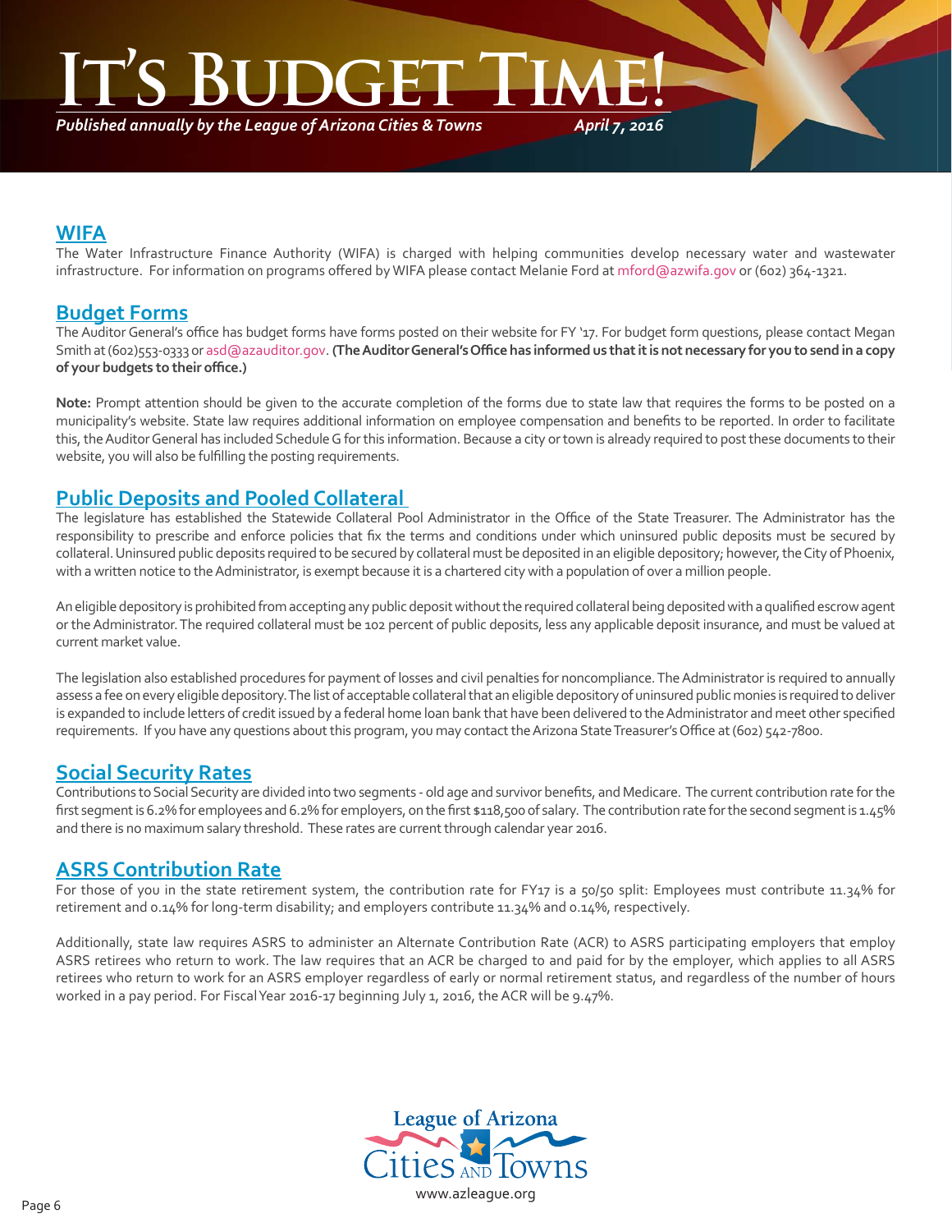## WIFA

The Water Infrastructure Finance Authority (WIFA) is charged with helping communities develop necessary water and wastewater infrastructure. For information on programs offered by WIFA please contact Melanie Ford at mford@azwifa.gov or (602) 364-1321.

## Budget Forms

The Auditor General's office has budget forms have forms posted on their website for FY '17. For budget form questions, please contact Megan Smith at (602)553-0333 or asd@azauditor.gov. **(The Auditor General's Office has informed us that it is not necessary for you to send in a copy of your budgets to their office.)**

**Note:** Prompt attention should be given to the accurate completion of the forms due to state law that requires the forms to be posted on a municipality's website. State law requires additional information on employee compensation and benefits to be reported. In order to facilitate this, the Auditor General has included Schedule G for this information. Because a city or town is already required to post these documents to their website, you will also be fulfilling the posting requirements.

## Public Deposits and Pooled Collateral

The legislature has established the Statewide Collateral Pool Administrator in the Office of the State Treasurer. The Administrator has the responsibility to prescribe and enforce policies that fix the terms and conditions under which uninsured public deposits must be secured by collateral. Uninsured public deposits required to be secured by collateral must be deposited in an eligible depository; however, the City of Phoenix, with a written notice to the Administrator, is exempt because it is a chartered city with a population of over a million people.

An eligible depository is prohibited from accepting any public deposit without the required collateral being deposited with a qualified escrow agent or the Administrator. The required collateral must be 102 percent of public deposits, less any applicable deposit insurance, and must be valued at current market value.

The legislation also established procedures for payment of losses and civil penalties for noncompliance. The Administrator is required to annually assess a fee on every eligible depository. The list of acceptable collateral that an eligible depository of uninsured public monies is required to deliver is expanded to include letters of credit issued by a federal home loan bank that have been delivered to the Administrator and meet other specified requirements. If you have any questions about this program, you may contact the Arizona State Treasurer's Office at (602) 542-7800.

## Social Security Rates

Contributions to Social Security are divided into two segments - old age and survivor benefits, and Medicare. The current contribution rate for the first segment is 6.2% for employees and 6.2% for employers, on the first $118,500 of salary. The contribution rate for the second segment is 1.45% and there is no maximum salary threshold. These rates are current through calendar year 2016.

## ASRS Contribution Rate

For those of you in the state retirement system, the contribution rate for FY17 is a 50/50 split: Employees must contribute 11.34% for retirement and 0.14% for long-term disability; and employers contribute 11.34% and 0.14%, respectively.

Additionally, state law requires ASRS to administer an Alternate Contribution Rate (ACR) to ASRS participating employers that employ ASRS retirees who return to work. The law requires that an ACR be charged to and paid for by the employer, which applies to all ASRS retirees who return to work for an ASRS employer regardless of early or normal retirement status, and regardless of the number of hours worked in a pay period. For Fiscal Year 2016-17 beginning July 1, 2016, the ACR will be 9.47%.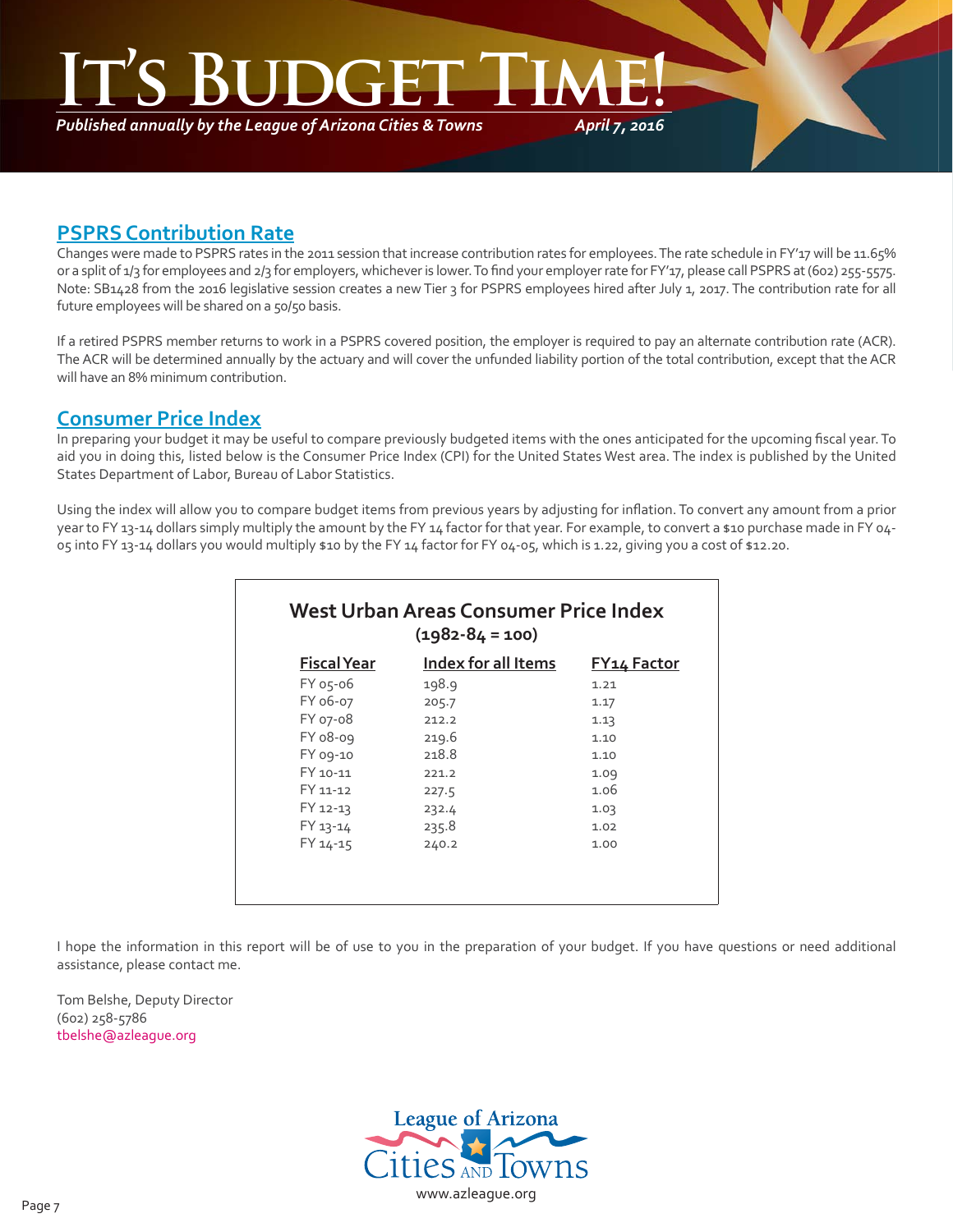# It's Budget Time!

*Published annually by the League of Arizona Cities & Towns* *April 7, 2016*

## PSPRS Contribution Rate

Changes were made to PSPRS rates in the 2011 session that increase contribution rates for employees. The rate schedule in FY'17 will be 11.65% or a split of 1/3 for employees and 2/3 for employers, whichever is lower. To find your employer rate for FY'17, please call PSPRS at (602) 255-5575. Note: SB1428 from the 2016 legislative session creates a new Tier 3 for PSPRS employees hired after July 1, 2017. The contribution rate for all future employees will be shared on a 50/50 basis.

If a retired PSPRS member returns to work in a PSPRS covered position, the employer is required to pay an alternate contribution rate (ACR). The ACR will be determined annually by the actuary and will cover the unfunded liability portion of the total contribution, except that the ACR will have an 8% minimum contribution.

## Consumer Price Index

In preparing your budget it may be useful to compare previously budgeted items with the ones anticipated for the upcoming fiscal year. To aid you in doing this, listed below is the Consumer Price Index (CPI) for the United States West area. The index is published by the United States Department of Labor, Bureau of Labor Statistics.

Using the index will allow you to compare budget items from previous years by adjusting for inflation. To convert any amount from a prior year to FY 13-14 dollars simply multiply the amount by the FY 14 factor for that year. For example, to convert a $10 purchase made in FY 04-05 into FY 13-14 dollars you would multiply $10 by the FY 14 factor for FY 04-05, which is 1.22, giving you a cost of $12.20.

**West Urban Areas Consumer Price Index**
**(1982-84 = 100)**

| Fiscal Year | Index for all Items | FY14 Factor |
|---|---|---|
| FY 05-06 | 198.9 | 1.21 |
| FY 06-07 | 205.7 | 1.17 |
| FY 07-08 | 212.2 | 1.13 |
| FY 08-09 | 219.6 | 1.10 |
| FY 09-10 | 218.8 | 1.10 |
| FY 10-11 | 221.2 | 1.09 |
| FY 11-12 | 227.5 | 1.06 |
| FY 12-13 | 232.4 | 1.03 |
| FY 13-14 | 235.8 | 1.02 |
| FY 14-15 | 240.2 | 1.00 |

I hope the information in this report will be of use to you in the preparation of your budget. If you have questions or need additional assistance, please contact me.

Tom Belshe, Deputy Director
(602) 258-5786
tbelshe@azleague.org

League of Arizona Cities and Towns
www.azleague.org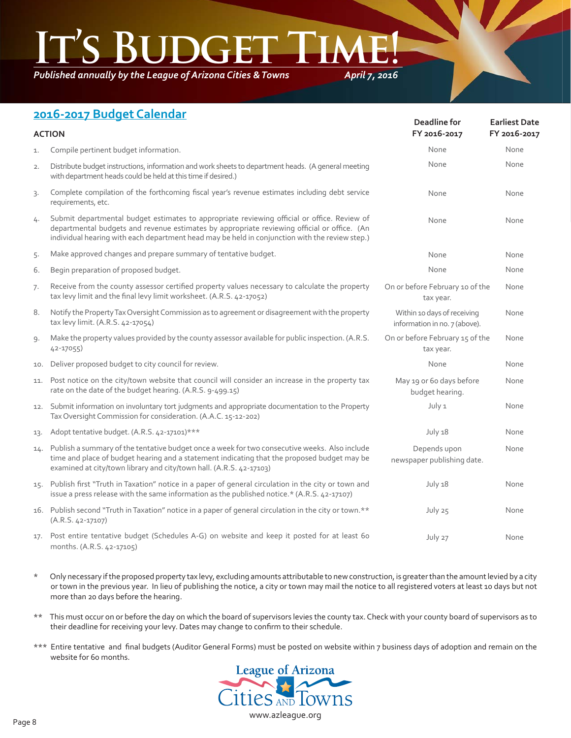# It's Budget Time!

*Published annually by the League of Arizona Cities & Towns* *April 7, 2016*

## 2016-2017 Budget Calendar

| | ACTION | Deadline for FY 2016-2017 | Earliest Date FY 2016-2017 |
|---|---|---|---|
| 1. | Compile pertinent budget information. | None | None |
| 2. | Distribute budget instructions, information and work sheets to department heads. (A general meeting with department heads could be held at this time if desired.) | None | None |
| 3. | Complete compilation of the forthcoming fiscal year's revenue estimates including debt service requirements, etc. | None | None |
| 4. | Submit departmental budget estimates to appropriate reviewing official or office. Review of departmental budgets and revenue estimates by appropriate reviewing official or office. (An individual hearing with each department head may be held in conjunction with the review step.) | None | None |
| 5. | Make approved changes and prepare summary of tentative budget. | None | None |
| 6. | Begin preparation of proposed budget. | None | None |
| 7. | Receive from the county assessor certified property values necessary to calculate the property tax levy limit and the final levy limit worksheet. (A.R.S. 42-17052) | On or before February 10 of the tax year. | None |
| 8. | Notify the Property Tax Oversight Commission as to agreement or disagreement with the property tax levy limit. (A.R.S. 42-17054) | Within 10 days of receiving information in no. 7 (above). | None |
| 9. | Make the property values provided by the county assessor available for public inspection. (A.R.S. 42-17055) | On or before February 15 of the tax year. | None |
| 10. | Deliver proposed budget to city council for review. | None | None |
| 11. | Post notice on the city/town website that council will consider an increase in the property tax rate on the date of the budget hearing. (A.R.S. 9-499.15) | May 19 or 60 days before budget hearing. | None |
| 12. | Submit information on involuntary tort judgments and appropriate documentation to the Property Tax Oversight Commission for consideration. (A.A.C. 15-12-202) | July 1 | None |
| 13. | Adopt tentative budget. (A.R.S. 42-17101)*** | July 18 | None |
| 14. | Publish a summary of the tentative budget once a week for two consecutive weeks. Also include time and place of budget hearing and a statement indicating that the proposed budget may be examined at city/town library and city/town hall. (A.R.S. 42-17103) | Depends upon newspaper publishing date. | None |
| 15. | Publish first "Truth in Taxation" notice in a paper of general circulation in the city or town and issue a press release with the same information as the published notice.* (A.R.S. 42-17107) | July 18 | None |
| 16. | Publish second "Truth in Taxation" notice in a paper of general circulation in the city or town.** (A.R.S. 42-17107) | July 25 | None |
| 17. | Post entire tentative budget (Schedules A-G) on website and keep it posted for at least 60 months. (A.R.S. 42-17105) | July 27 | None |

\* Only necessary if the proposed property tax levy, excluding amounts attributable to new construction, is greater than the amount levied by a city or town in the previous year. In lieu of publishing the notice, a city or town may mail the notice to all registered voters at least 10 days but not more than 20 days before the hearing.

\*\* This must occur on or before the day on which the board of supervisors levies the county tax. Check with your county board of supervisors as to their deadline for receiving your levy. Dates may change to confirm to their schedule.

\*\*\* Entire tentative and final budgets (Auditor General Forms) must be posted on website within 7 business days of adoption and remain on the website for 60 months.

League of Arizona Cities and Towns

www.azleague.org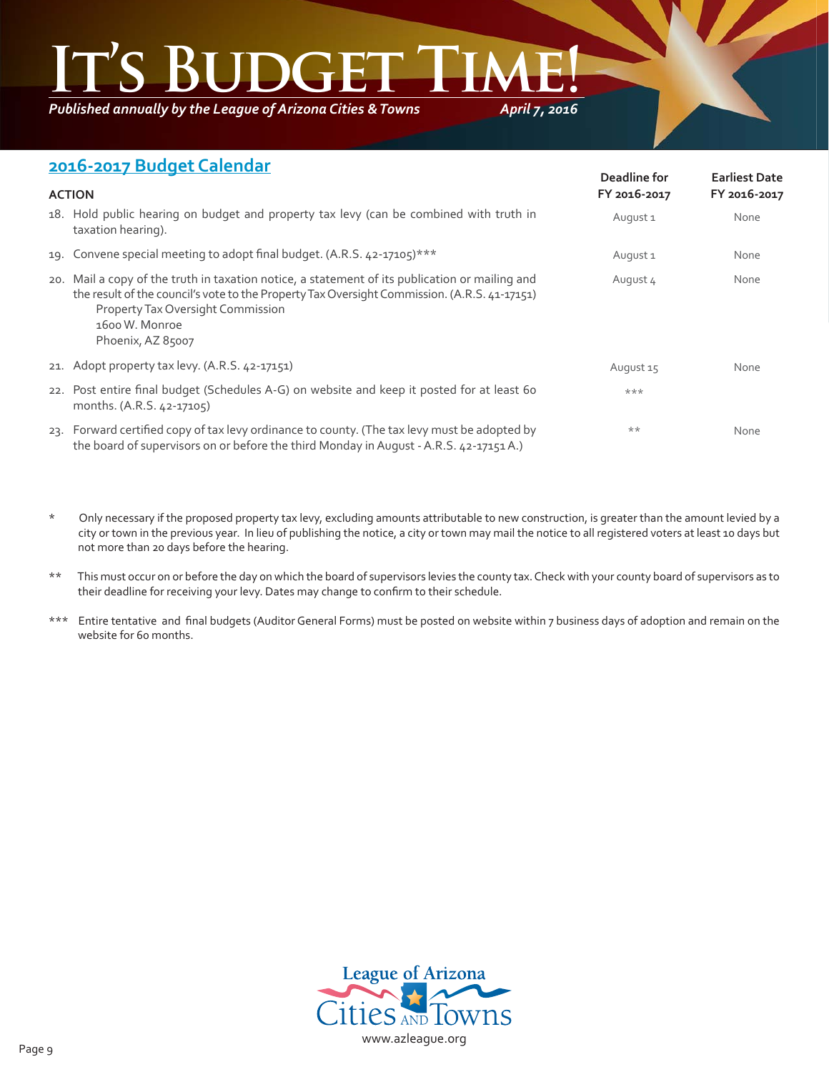# It's Budget Time!

*Published annually by the League of Arizona Cities & Towns* *April 7, 2016*

## [2016-2017 Budget Calendar]

| ACTION | Deadline for FY 2016-2017 | Earliest Date FY 2016-2017 |
|---|---|---|
| 18. Hold public hearing on budget and property tax levy (can be combined with truth in taxation hearing). | August 1 | None |
| 19. Convene special meeting to adopt final budget. (A.R.S. 42-17105)*** | August 1 | None |
| 20. Mail a copy of the truth in taxation notice, a statement of its publication or mailing and the result of the council's vote to the Property Tax Oversight Commission. (A.R.S. 41-17151)<br>Property Tax Oversight Commission<br>1600 W. Monroe<br>Phoenix, AZ 85007 | August 4 | None |
| 21. Adopt property tax levy. (A.R.S. 42-17151) | August 15 | None |
| 22. Post entire final budget (Schedules A-G) on website and keep it posted for at least 60 months. (A.R.S. 42-17105) | *** | |
| 23. Forward certified copy of tax levy ordinance to county. (The tax levy must be adopted by the board of supervisors on or before the third Monday in August - A.R.S. 42-17151 A.) | ** | None |

\* Only necessary if the proposed property tax levy, excluding amounts attributable to new construction, is greater than the amount levied by a city or town in the previous year. In lieu of publishing the notice, a city or town may mail the notice to all registered voters at least 10 days but not more than 20 days before the hearing.

\** This must occur on or before the day on which the board of supervisors levies the county tax. Check with your county board of supervisors as to their deadline for receiving your levy. Dates may change to confirm to their schedule.

\*** Entire tentative and final budgets (Auditor General Forms) must be posted on website within 7 business days of adoption and remain on the website for 60 months.

League of Arizona Cities and Towns

www.azleague.org